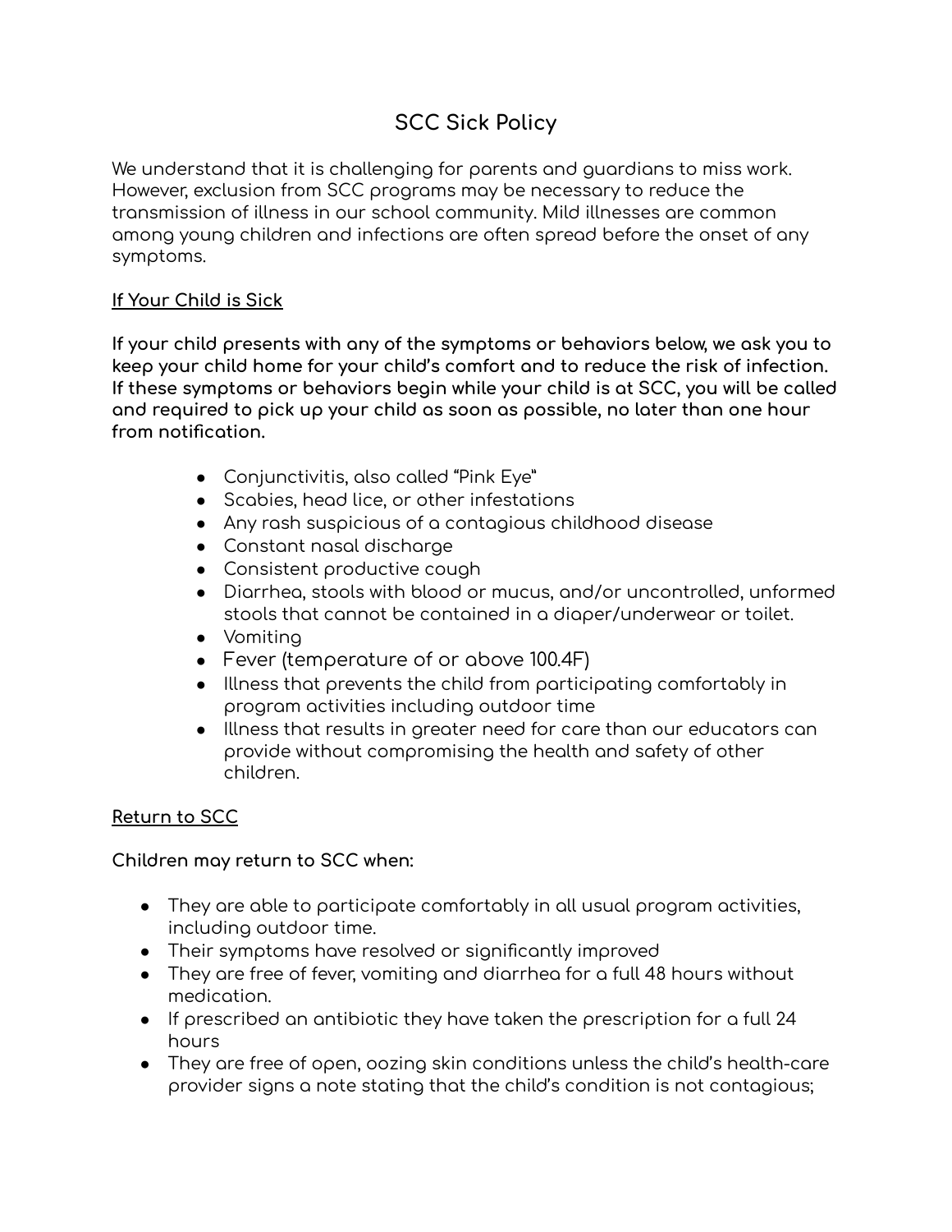# SCC Sick Policy

We understand that it is challenging for parents and guardians to miss work. However, exclusion from SCC programs may be necessary to reduce the transmission of illness in our school community. Mild illnesses are common among young children and infections are often spread before the onset of any symptoms.

## If Your Child is Sick

**If your child presents with any of the symptoms or behaviors below, we ask you to keep your child home for your child's comfort and to reduce the risk of infection. If these symptoms or behaviors begin while your child is at SCC, you will be called and required to pick up your child as soon as possible, no later than one hour from notification.**

- Conjunctivitis, also called "Pink Eye"
- Scabies, head lice, or other infestations
- Any rash suspicious of a contagious childhood disease
- Constant nasal discharge
- Consistent productive cough
- Diarrhea, stools with blood or mucus, and/or uncontrolled, unformed stools that cannot be contained in a diaper/underwear or toilet.
- Vomiting
- Fever (temperature of or above 100.4F)
- Illness that prevents the child from participating comfortably in program activities including outdoor time
- Illness that results in greater need for care than our educators can provide without compromising the health and safety of other children.

## Return to SCC

**Children may return to SCC when:**

- They are able to participate comfortably in all usual program activities, including outdoor time.
- Their symptoms have resolved or significantly improved
- They are free of fever, vomiting and diarrhea for a full 48 hours without medication.
- If prescribed an antibiotic they have taken the prescription for a full 24 hours
- They are free of open, oozing skin conditions unless the child's health-care provider signs a note stating that the child's condition is not contagious;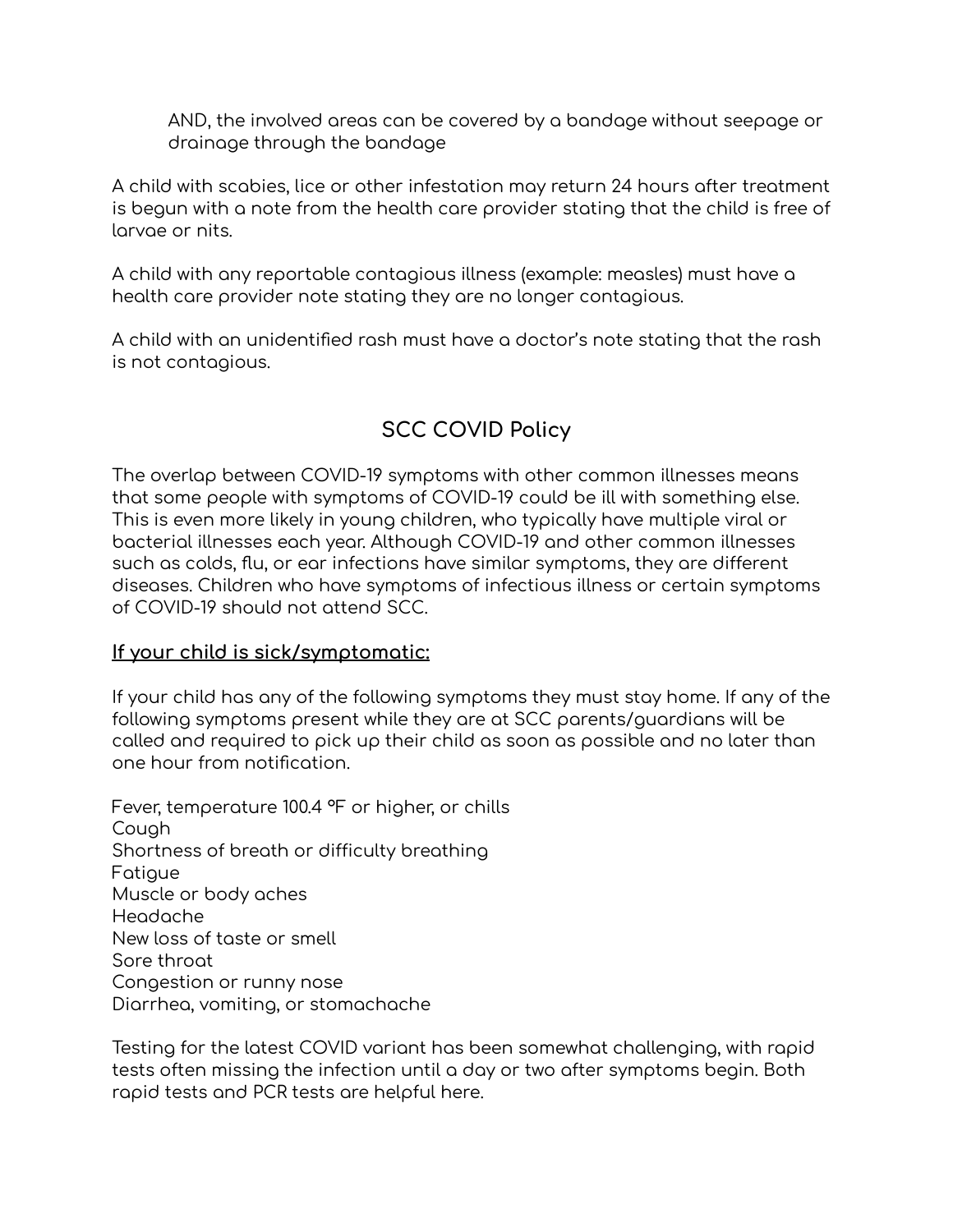AND, the involved areas can be covered by a bandage without seepage or drainage through the bandage

A child with scabies, lice or other infestation may return 24 hours after treatment is begun with a note from the health care provider stating that the child is free of larvae or nits.

A child with any reportable contagious illness (example: measles) must have a health care provider note stating they are no longer contagious.

A child with an unidentified rash must have a doctor's note stating that the rash is not contagious.

## SCC COVID Policy

The overlap between COVID-19 symptoms with other common illnesses means that some people with symptoms of COVID-19 could be ill with something else. This is even more likely in young children, who typically have multiple viral or bacterial illnesses each year. Although COVID-19 and other common illnesses such as colds, flu, or ear infections have similar symptoms, they are different diseases. Children who have symptoms of infectious illness or certain symptoms of COVID-19 should not attend SCC.

### If your child is sick/symptomatic:

If your child has any of the following symptoms they must stay home. If any of the following symptoms present while they are at SCC parents/guardians will be called and required to pick up their child as soon as possible and no later than one hour from notification.

Fever, temperature 100.4 °F or higher, or chills
Cough
Shortness of breath or difficulty breathing
Fatigue
Muscle or body aches
Headache
New loss of taste or smell
Sore throat
Congestion or runny nose
Diarrhea, vomiting, or stomachache

Testing for the latest COVID variant has been somewhat challenging, with rapid tests often missing the infection until a day or two after symptoms begin. Both rapid tests and PCR tests are helpful here.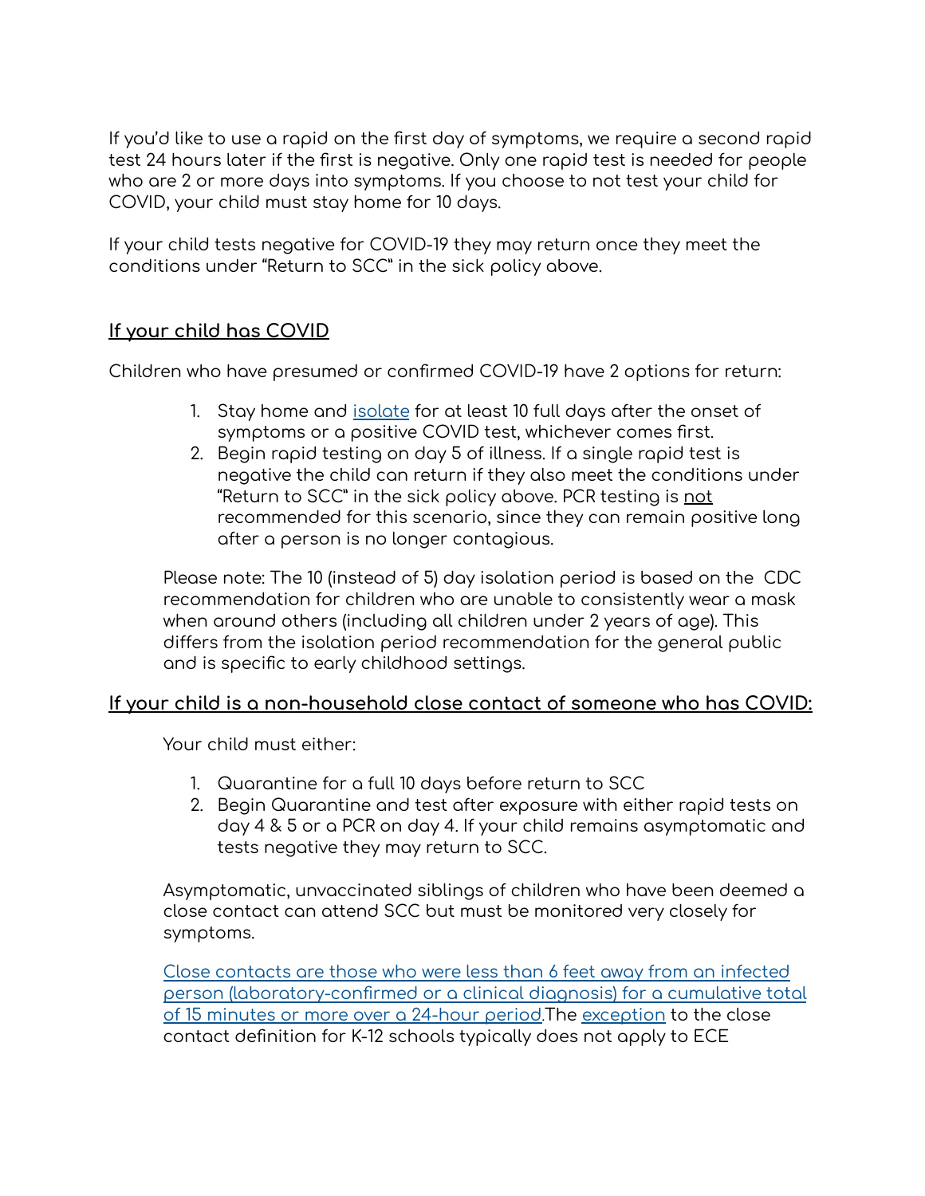If you'd like to use a rapid on the first day of symptoms, we require a second rapid test 24 hours later if the first is negative. Only one rapid test is needed for people who are 2 or more days into symptoms. If you choose to not test your child for COVID, your child must stay home for 10 days.

If your child tests negative for COVID-19 they may return once they meet the conditions under "Return to SCC" in the sick policy above.

## If your child has COVID

Children who have presumed or confirmed COVID-19 have 2 options for return:

1. Stay home and isolate for at least 10 full days after the onset of symptoms or a positive COVID test, whichever comes first.
2. Begin rapid testing on day 5 of illness. If a single rapid test is negative the child can return if they also meet the conditions under "Return to SCC" in the sick policy above. PCR testing is not recommended for this scenario, since they can remain positive long after a person is no longer contagious.

Please note: The 10 (instead of 5) day isolation period is based on the CDC recommendation for children who are unable to consistently wear a mask when around others (including all children under 2 years of age). This differs from the isolation period recommendation for the general public and is specific to early childhood settings.

## If your child is a non-household close contact of someone who has COVID:

Your child must either:

1. Quarantine for a full 10 days before return to SCC
2. Begin Quarantine and test after exposure with either rapid tests on day 4 & 5 or a PCR on day 4. If your child remains asymptomatic and tests negative they may return to SCC.

Asymptomatic, unvaccinated siblings of children who have been deemed a close contact can attend SCC but must be monitored very closely for symptoms.

Close contacts are those who were less than 6 feet away from an infected person (laboratory-confirmed or a clinical diagnosis) for a cumulative total of 15 minutes or more over a 24-hour period.The exception to the close contact definition for K-12 schools typically does not apply to ECE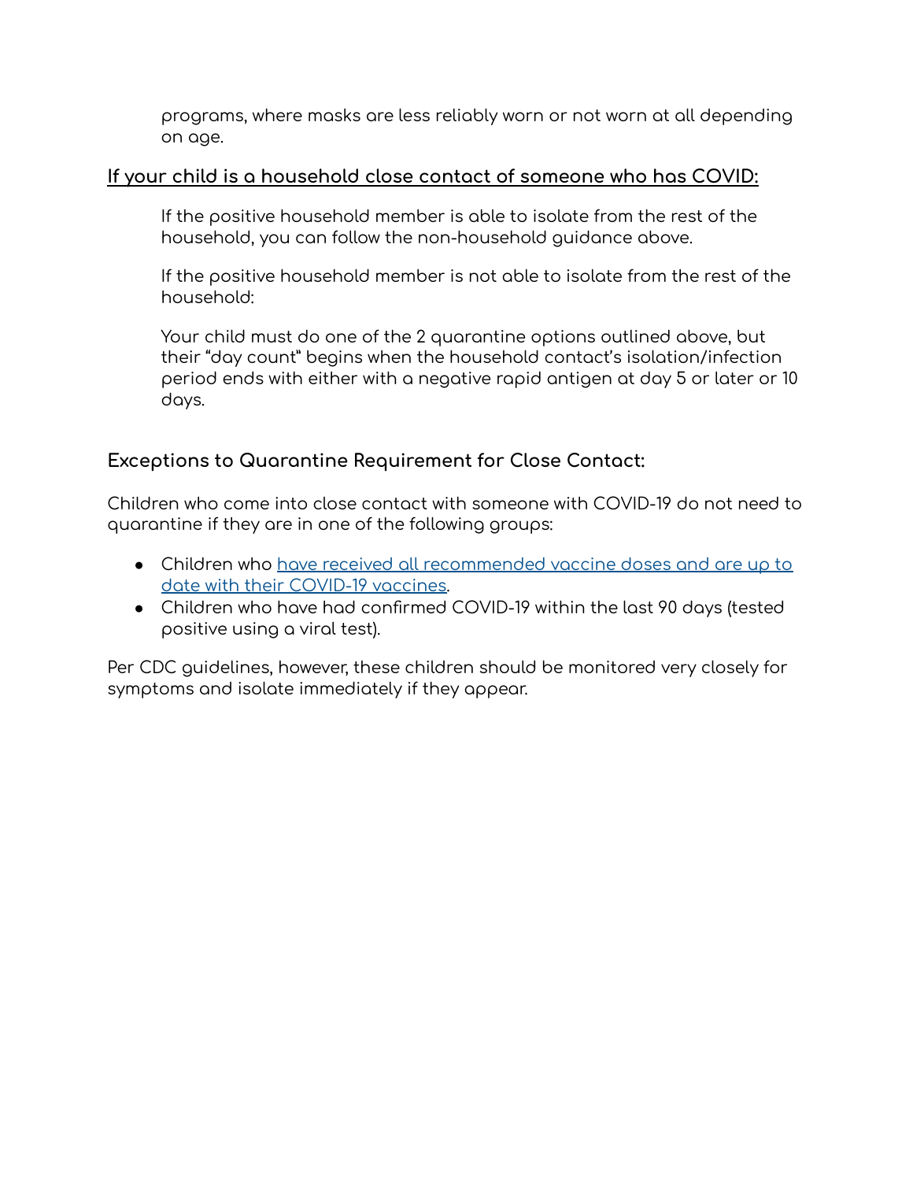programs, where masks are less reliably worn or not worn at all depending on age.

## If your child is a household close contact of someone who has COVID:

If the positive household member is able to isolate from the rest of the household, you can follow the non-household guidance above.

If the positive household member is not able to isolate from the rest of the household:

Your child must do one of the 2 quarantine options outlined above, but their "day count" begins when the household contact's isolation/infection period ends with either with a negative rapid antigen at day 5 or later or 10 days.

## Exceptions to Quarantine Requirement for Close Contact:

Children who come into close contact with someone with COVID-19 do not need to quarantine if they are in one of the following groups:

- Children who have received all recommended vaccine doses and are up to date with their COVID-19 vaccines.
- Children who have had confirmed COVID-19 within the last 90 days (tested positive using a viral test).

Per CDC guidelines, however, these children should be monitored very closely for symptoms and isolate immediately if they appear.